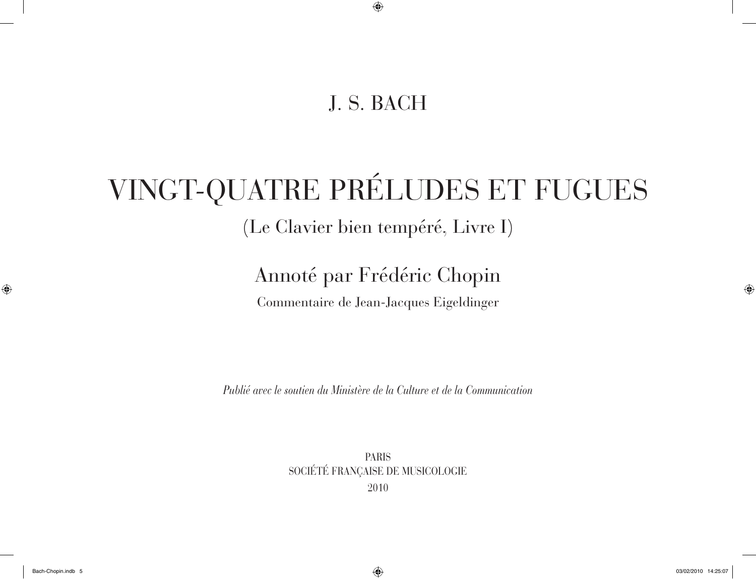J. S. BACH

# VINGT-QUATRE PRÉLUDES ET FUGUES

(Le Clavier bien tempéré, Livre I)

## Annoté par Frédéric Chopin

Commentaire de Jean-Jacques Eigeldinger

*Publié avec le soutien du Ministère de la Culture et de la Communication*

PARIS
SOCIÉTÉ FRANÇAISE DE MUSICOLOGIE
2010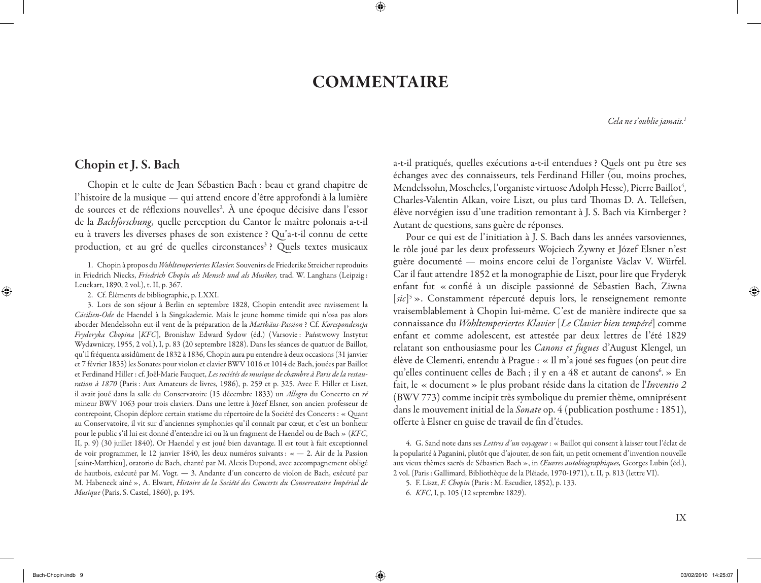# COMMENTAIRE

*Cela ne s'oublie jamais.*[1]

## Chopin et J. S. Bach

Chopin et le culte de Jean Sébastien Bach : beau et grand chapitre de l'histoire de la musique — qui attend encore d'être approfondi à la lumière de sources et de réflexions nouvelles[2]. À une époque décisive dans l'essor de la *Bachforschung,* quelle perception du Cantor le maître polonais a-t-il eu à travers les diverses phases de son existence ? Qu'a-t-il connu de cette production, et au gré de quelles circonstances[3] ? Quels textes musicaux a-t-il pratiqués, quelles exécutions a-t-il entendues ? Quels ont pu être ses échanges avec des connaisseurs, tels Ferdinand Hiller (ou, moins proches, Mendelssohn, Moscheles, l'organiste virtuose Adolph Hesse), Pierre Baillot[4], Charles-Valentin Alkan, voire Liszt, ou plus tard Thomas D. A. Tellefsen, élève norvégien issu d'une tradition remontant à J. S. Bach via Kirnberger ? Autant de questions, sans guère de réponses.

Pour ce qui est de l'initiation à J. S. Bach dans les années varsoviennes, le rôle joué par les deux professeurs Wojciech Żywny et Józef Elsner n'est guère documenté — moins encore celui de l'organiste Václav V. Würfel. Car il faut attendre 1852 et la monographie de Liszt, pour lire que Fryderyk enfant fut « confié à un disciple passionné de Sébastien Bach, Ziwna [*sic*][5] ». Constamment répercuté depuis lors, le renseignement remonte vraisemblablement à Chopin lui-même. C'est de manière indirecte que sa connaissance du *Wohltemperiertes Klavier* [*Le Clavier bien tempéré*] comme enfant et comme adolescent, est attestée par deux lettres de l'été 1829 relatant son enthousiasme pour les *Canons et fugues* d'August Klengel, un élève de Clementi, entendu à Prague : « Il m'a joué ses fugues (on peut dire qu'elles continuent celles de Bach ; il y en a 48 et autant de canons[6]. » En fait, le « document » le plus probant réside dans la citation de l'*Inventio 2* (BWV 773) comme incipit très symbolique du premier thème, omniprésent dans le mouvement initial de la *Sonate* op. 4 (publication posthume : 1851), offerte à Elsner en guise de travail de fin d'études.

1. Chopin à propos du *Wohltemperiertes Klavier.* Souvenirs de Friederike Streicher reproduits in Friedrich Niecks, *Friedrich Chopin als Mensch und als Musiker,* trad. W. Langhans (Leipzig : Leuckart, 1890, 2 vol.), t. II, p. 367.

2. Cf. Éléments de bibliographie, p. LXXI.

3. Lors de son séjour à Berlin en septembre 1828, Chopin entendit avec ravissement la *Cäcilien-Ode* de Haendel à la Singakademie. Mais le jeune homme timide qui n'osa pas alors aborder Mendelssohn eut-il vent de la préparation de la *Matthäus-Passion* ? Cf. *Korespondencja Fryderyka Chopina* [*KFC*], Bronisław Edward Sydow (éd.) (Varsovie : Państwowy Instytut Wydawniczy, 1955, 2 vol.), I, p. 83 (20 septembre 1828). Dans les séances de quatuor de Baillot, qu'il fréquenta assidûment de 1832 à 1836, Chopin aura pu entendre à deux occasions (31 janvier et 7 février 1835) les Sonates pour violon et clavier BWV 1016 et 1014 de Bach, jouées par Baillot et Ferdinand Hiller : cf. Joël-Marie Fauquet, *Les sociétés de musique de chambre à Paris de la restauration à 1870* (Paris : Aux Amateurs de livres, 1986), p. 259 et p. 325. Avec F. Hiller et Liszt, il avait joué dans la salle du Conservatoire (15 décembre 1833) un *Allegro* du Concerto en *ré* mineur BWV 1063 pour trois claviers. Dans une lettre à Józef Elsner, son ancien professeur de contrepoint, Chopin déplore certain statisme du répertoire de la Société des Concerts : « Quant au Conservatoire, il vit sur d'anciennes symphonies qu'il connaît par cœur, et c'est un bonheur pour le public s'il lui est donné d'entendre ici ou là un fragment de Haendel ou de Bach » (*KFC*, II, p. 9) (30 juillet 1840). Or Haendel y est joué bien davantage. Il est tout à fait exceptionnel de voir programmer, le 12 janvier 1840, les deux numéros suivants : « — 2. Air de la Passion [saint-Matthieu], oratorio de Bach, chanté par M. Alexis Dupond, avec accompagnement obligé de hautbois, exécuté par M. Vogt. — 3. Andante d'un concerto de violon de Bach, exécuté par M. Habeneck aîné », A. Elwart, *Histoire de la Société des Concerts du Conservatoire Impérial de Musique* (Paris, S. Castel, 1860), p. 195.

4. G. Sand note dans ses *Lettres d'un voyageur* : « Baillot qui consent à laisser tout l'éclat de la popularité à Paganini, plutôt que d'ajouter, de son fait, un petit ornement d'invention nouvelle aux vieux thèmes sacrés de Sébastien Bach », in *Œuvres autobiographiques,* Georges Lubin (éd.), 2 vol. (Paris : Gallimard, Bibliothèque de la Pléiade, 1970-1971), t. II, p. 813 (lettre VI).

5. F. Liszt, *F. Chopin* (Paris : M. Escudier, 1852), p. 133.

6. *KFC*, I, p. 105 (12 septembre 1829).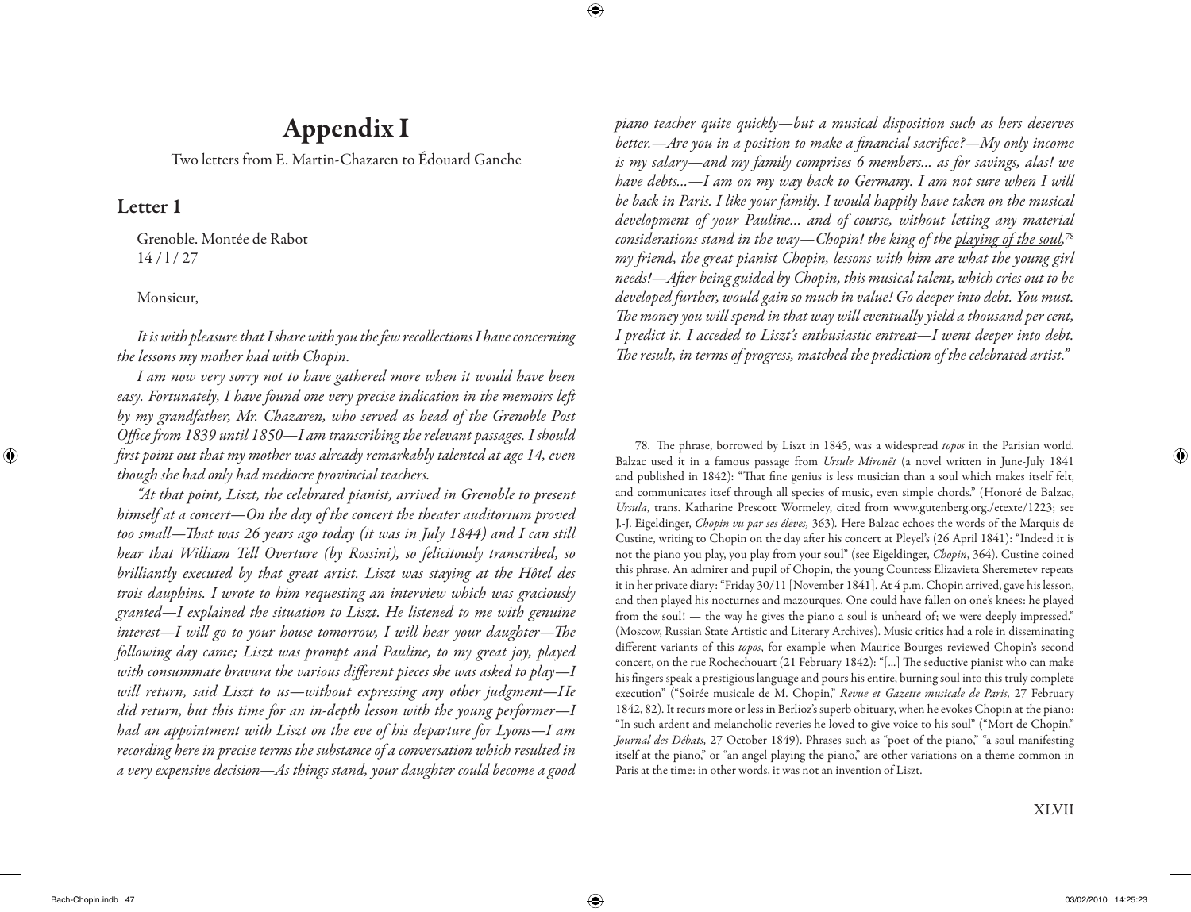# Appendix I

Two letters from E. Martin-Chazaren to Édouard Ganche

## Letter 1

Grenoble. Montée de Rabot
14 / l / 27

Monsieur,

*It is with pleasure that I share with you the few recollections I have concerning the lessons my mother had with Chopin.*

*I am now very sorry not to have gathered more when it would have been easy. Fortunately, I have found one very precise indication in the memoirs left by my grandfather, Mr. Chazaren, who served as head of the Grenoble Post Office from 1839 until 1850—I am transcribing the relevant passages. I should first point out that my mother was already remarkably talented at age 14, even though she had only had mediocre provincial teachers.*

*"At that point, Liszt, the celebrated pianist, arrived in Grenoble to present himself at a concert—On the day of the concert the theater auditorium proved too small—That was 26 years ago today (it was in July 1844) and I can still hear that William Tell Overture (by Rossini), so felicitously transcribed, so brilliantly executed by that great artist. Liszt was staying at the Hôtel des trois dauphins. I wrote to him requesting an interview which was graciously granted—I explained the situation to Liszt. He listened to me with genuine interest—I will go to your house tomorrow, I will hear your daughter—The following day came; Liszt was prompt and Pauline, to my great joy, played with consummate bravura the various different pieces she was asked to play—I will return, said Liszt to us—without expressing any other judgment—He did return, but this time for an in-depth lesson with the young performer—I had an appointment with Liszt on the eve of his departure for Lyons—I am recording here in precise terms the substance of a conversation which resulted in a very expensive decision—As things stand, your daughter could become a good piano teacher quite quickly—but a musical disposition such as hers deserves better.—Are you in a position to make a financial sacrifice?—My only income is my salary—and my family comprises 6 members... as for savings, alas! we have debts...—I am on my way back to Germany. I am not sure when I will be back in Paris. I like your family. I would happily have taken on the musical development of your Pauline... and of course, without letting any material considerations stand in the way—Chopin! the king of the playing of the soul,*[78] *my friend, the great pianist Chopin, lessons with him are what the young girl needs!—After being guided by Chopin, this musical talent, which cries out to be developed further, would gain so much in value! Go deeper into debt. You must. The money you will spend in that way will eventually yield a thousand per cent, I predict it. I acceded to Liszt's enthusiastic entreat—I went deeper into debt. The result, in terms of progress, matched the prediction of the celebrated artist."*

78. The phrase, borrowed by Liszt in 1845, was a widespread *topos* in the Parisian world. Balzac used it in a famous passage from *Ursule Mirouët* (a novel written in June-July 1841 and published in 1842): "That fine genius is less musician than a soul which makes itself felt, and communicates itself through all species of music, even simple chords." (Honoré de Balzac, *Ursula*, trans. Katharine Prescott Wormeley, cited from www.gutenberg.org./etexte/1223; see J.-J. Eigeldinger, *Chopin vu par ses élèves,* 363). Here Balzac echoes the words of the Marquis de Custine, writing to Chopin on the day after his concert at Pleyel's (26 April 1841): "Indeed it is not the piano you play, you play from your soul" (see Eigeldinger, *Chopin*, 364). Custine coined this phrase. An admirer and pupil of Chopin, the young Countess Elizavieta Sheremetev repeats it in her private diary: "Friday 30/11 [November 1841]. At 4 p.m. Chopin arrived, gave his lesson, and then played his nocturnes and mazourques. One could have fallen on one's knees: he played from the soul! — the way he gives the piano a soul is unheard of; we were deeply impressed." (Moscow, Russian State Artistic and Literary Archives). Music critics had a role in disseminating different variants of this *topos*, for example when Maurice Bourges reviewed Chopin's second concert, on the rue Rochechouart (21 February 1842): "[...] The seductive pianist who can make his fingers speak a prestigious language and pours his entire, burning soul into this truly complete execution" ("Soirée musicale de M. Chopin," *Revue et Gazette musicale de Paris,* 27 February 1842, 82). It recurs more or less in Berlioz's superb obituary, when he evokes Chopin at the piano: "In such ardent and melancholic reveries he loved to give voice to his soul" ("Mort de Chopin," *Journal des Débats,* 27 October 1849). Phrases such as "poet of the piano," "a soul manifesting itself at the piano," or "an angel playing the piano," are other variations on a theme common in Paris at the time: in other words, it was not an invention of Liszt.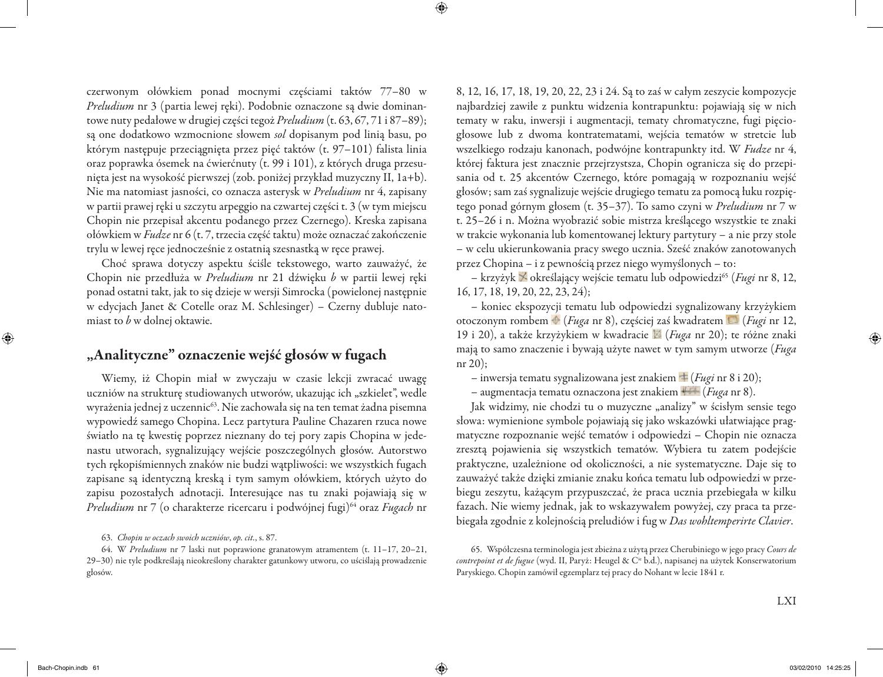czerwonym ołówkiem ponad mocnymi częściami taktów 77–80 w *Preludium* nr 3 (partia lewej ręki). Podobnie oznaczone są dwie dominantowe nuty pedałowe w drugiej części tegoż *Preludium* (t. 63, 67, 71 i 87–89); są one dodatkowo wzmocnione słowem *sol* dopisanym pod linią basu, po którym następuje przeciągnięta przez pięć taktów (t. 97–101) falista linia oraz poprawka ósemek na ćwierćnuty (t. 99 i 101), z których druga przesunięta jest na wysokość pierwszej (zob. poniżej przykład muzyczny II, 1a+b). Nie ma natomiast jasności, co oznacza asterysk w *Preludium* nr 4, zapisany w partii prawej ręki u szczytu arpeggio na czwartej części t. 3 (w tym miejscu Chopin nie przepisał akcentu podanego przez Czernego). Kreska zapisana ołówkiem w *Fudze* nr 6 (t. 7, trzecia część taktu) może oznaczać zakończenie trylu w lewej ręce jednocześnie z ostatnią szesnastką w ręce prawej.

Choć sprawa dotyczy aspektu ściśle tekstowego, warto zauważyć, że Chopin nie przedłuża w *Preludium* nr 21 dźwięku *b* w partii lewej ręki ponad ostatni takt, jak to się dzieje w wersji Simrocka (powielonej następnie w edycjach Janet & Cotelle oraz M. Schlesinger) – Czerny dubluje natomiast to *b* w dolnej oktawie.

## „Analityczne" oznaczenie wejść głosów w fugach

Wiemy, iż Chopin miał w zwyczaju w czasie lekcji zwracać uwagę uczniów na strukturę studiowanych utworów, ukazując ich „szkielet", wedle wyrażenia jednej z uczennic[63]. Nie zachowała się na ten temat żadna pisemna wypowiedź samego Chopina. Lecz partytura Pauline Chazaren rzuca nowe światło na tę kwestię poprzez nieznany do tej pory zapis Chopina w jedenastu utworach, sygnalizujący wejście poszczególnych głosów. Autorstwo tych rękopiśmiennych znaków nie budzi wątpliwości: we wszystkich fugach zapisane są identyczną kreską i tym samym ołówkiem, których użyto do zapisu pozostałych adnotacji. Interesujące nas tu znaki pojawiają się w *Preludium* nr 7 (o charakterze ricercaru i podwójnej fugi)[64] oraz *Fugach* nr 8, 12, 16, 17, 18, 19, 20, 22, 23 i 24. Są to zaś w całym zeszycie kompozycje najbardziej zawiłe z punktu widzenia kontrapunktu: pojawiają się w nich tematy w raku, inwersji i augmentacji, tematy chromatyczne, fugi pięciogłosowe lub z dwoma kontratematami, wejścia tematów w stretcie lub wszelkiego rodzaju kanonach, podwójne kontrapunkty itd. W *Fudze* nr 4, której faktura jest znacznie przejrzystsza, Chopin ogranicza się do przepisania od t. 25 akcentów Czernego, które pomagają w rozpoznaniu wejść głosów; sam zaś sygnalizuje wejście drugiego tematu za pomocą łuku rozpiętego ponad górnym głosem (t. 35–37). To samo czyni w *Preludium* nr 7 w t. 25–26 i n. Można wyobrazić sobie mistrza kreślącego wszystkie te znaki w trakcie wykonania lub komentowanej lektury partytury – a nie przy stole – w celu ukierunkowania pracy swego ucznia. Sześć znaków zanotowanych przez Chopina – i z pewnością przez niego wymyślonych – to:

– krzyżyk określający wejście tematu lub odpowiedzi[65] (*Fugi* nr 8, 12, 16, 17, 18, 19, 20, 22, 23, 24);

– koniec ekspozycji tematu lub odpowiedzi sygnalizowany krzyżykiem otoczonym rombem (*Fuga* nr 8), częściej zaś kwadratem (*Fugi* nr 12, 19 i 20), a także krzyżykiem w kwadracie (*Fuga* nr 20); te różne znaki mają to samo znaczenie i bywają użyte nawet w tym samym utworze (*Fuga* nr 20);

– inwersja tematu sygnalizowana jest znakiem (*Fugi* nr 8 i 20);

– augmentacja tematu oznaczona jest znakiem (*Fuga* nr 8).

Jak widzimy, nie chodzi tu o muzyczne „analizy" w ścisłym sensie tego słowa: wymienione symbole pojawiają się jako wskazówki ułatwiające pragmatyczne rozpoznanie wejść tematów i odpowiedzi – Chopin nie oznacza zresztą pojawienia się wszystkich tematów. Wybiera tu zatem podejście praktyczne, uzależnione od okoliczności, a nie systematyczne. Daje się to zauważyć także dzięki zmianie znaku końca tematu lub odpowiedzi w przebiegu zeszytu, każącym przypuszczać, że praca ucznia przebiegała w kilku fazach. Nie wiemy jednak, jak to wskazywałem powyżej, czy praca ta przebiegała zgodnie z kolejnością preludiów i fug w *Das wohltemperirte Clavier*.

---

63. *Chopin w oczach swoich uczniów*, *op. cit.*, s. 87.

64. W *Preludium* nr 7 laski nut poprawione granatowym atramentem (t. 11–17, 20–21, 29–30) nie tyle podkreślają nieokreślony charakter gatunkowy utworu, co uściślają prowadzenie głosów.

65. Współczesna terminologia jest zbieżna z użytą przez Cherubiniego w jego pracy *Cours de contrepoint et de fugue* (wyd. II, Paryż: Heugel & C^ie b.d.), napisanej na użytek Konserwatorium Paryskiego. Chopin zamówił egzemplarz tej pracy do Nohant w lecie 1841 r.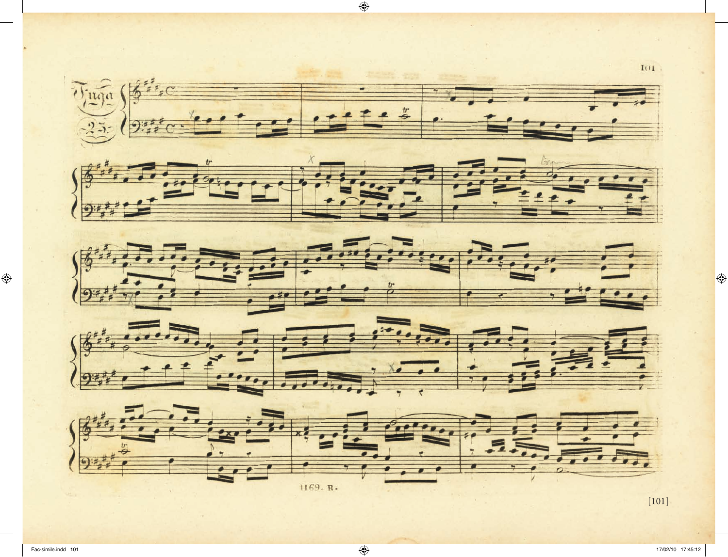Fuga 25

1169. R.